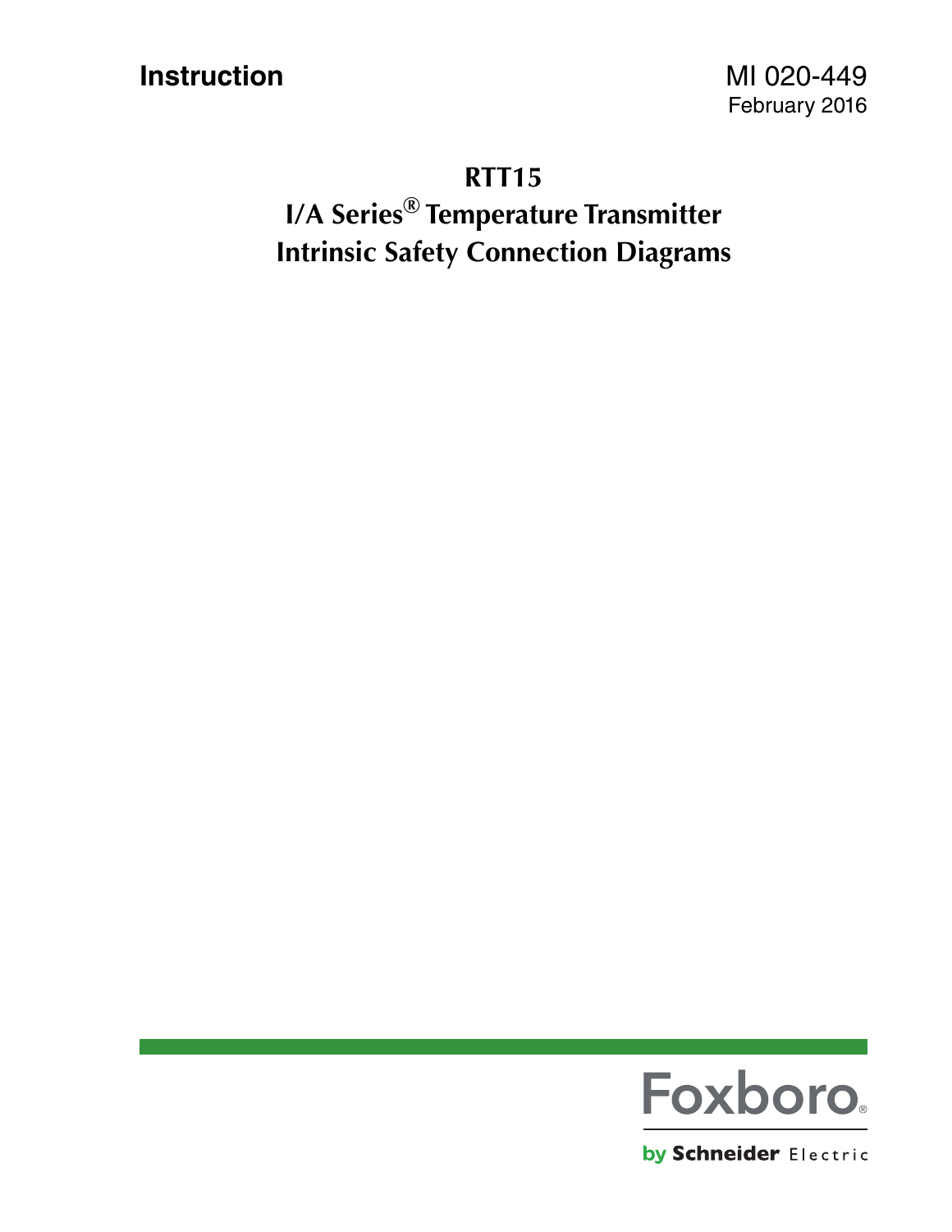**Instruction**

MI 020-449
February 2016

# RTT15
# I/A Series® Temperature Transmitter
# Intrinsic Safety Connection Diagrams

Foxboro®
by Schneider Electric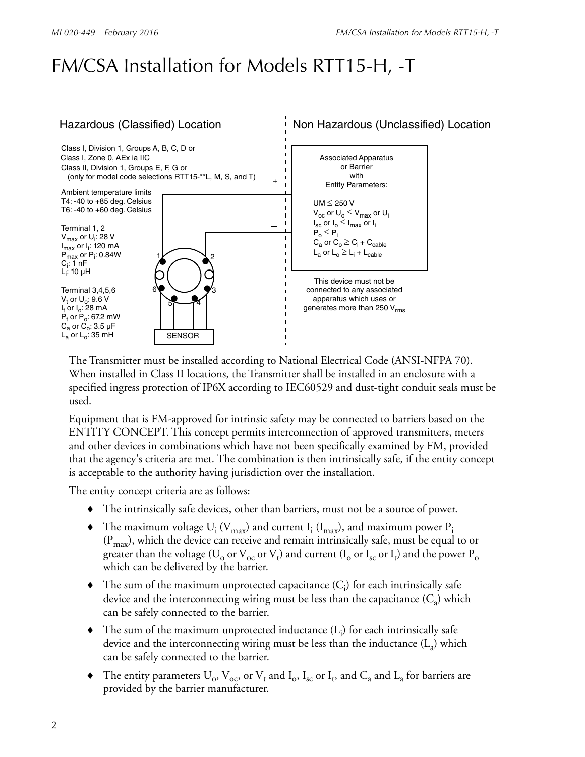# FM/CSA Installation for Models RTT15-H, -T

Hazardous (Classified) Location

Class I, Division 1, Groups A, B, C, D or
Class I, Zone 0, AEx ia IIC
Class II, Division 1, Groups E, F, G or
(only for model code selections RTT15-**L, M, S, and T)

Ambient temperature limits
T4: -40 to +85 deg. Celsius
T6: -40 to +60 deg. Celsius

Terminal 1, 2
$V_{max}$ or $U_i$: 28 V
$I_{max}$ or $I_i$: 120 mA
$P_{max}$ or $P_i$: 0.84W
$C_i$: 1 nF
$L_i$: 10 µH

Terminal 3,4,5,6
$V_t$ or $U_o$: 9.6 V
$I_t$ or $I_o$: 28 mA
$P_t$ or $P_o$: 67.2 mW
$C_a$ or $C_o$: 3.5 µF
$L_a$ or $L_o$: 35 mH

SENSOR

Non Hazardous (Unclassified) Location

Associated Apparatus or Barrier with Entity Parameters:

UM ≤ 250 V
$V_{oc}$ or $U_o \leq V_{max}$ or $U_i$
$I_{sc}$ or $I_o \leq I_{max}$ or $I_i$
$P_o \leq P_i$
$C_a$ or $C_o \geq C_i + C_{cable}$
$L_a$ or $L_o \geq L_i + L_{cable}$

This device must not be connected to any associated apparatus which uses or generates more than 250 $V_{rms}$

The Transmitter must be installed according to National Electrical Code (ANSI-NFPA 70). When installed in Class II locations, the Transmitter shall be installed in an enclosure with a specified ingress protection of IP6X according to IEC60529 and dust-tight conduit seals must be used.

Equipment that is FM-approved for intrinsic safety may be connected to barriers based on the ENTITY CONCEPT. This concept permits interconnection of approved transmitters, meters and other devices in combinations which have not been specifically examined by FM, provided that the agency's criteria are met. The combination is then intrinsically safe, if the entity concept is acceptable to the authority having jurisdiction over the installation.

The entity concept criteria are as follows:

- The intrinsically safe devices, other than barriers, must not be a source of power.
- The maximum voltage $U_i$ ($V_{max}$) and current $I_i$ ($I_{max}$), and maximum power $P_i$ ($P_{max}$), which the device can receive and remain intrinsically safe, must be equal to or greater than the voltage ($U_o$ or $V_{oc}$ or $V_t$) and current ($I_o$ or $I_{sc}$ or $I_t$) and the power $P_o$ which can be delivered by the barrier.
- The sum of the maximum unprotected capacitance ($C_i$) for each intrinsically safe device and the interconnecting wiring must be less than the capacitance ($C_a$) which can be safely connected to the barrier.
- The sum of the maximum unprotected inductance ($L_i$) for each intrinsically safe device and the interconnecting wiring must be less than the inductance ($L_a$) which can be safely connected to the barrier.
- The entity parameters $U_o$, $V_{oc}$, or $V_t$ and $I_o$, $I_{sc}$ or $I_t$, and $C_a$ and $L_a$ for barriers are provided by the barrier manufacturer.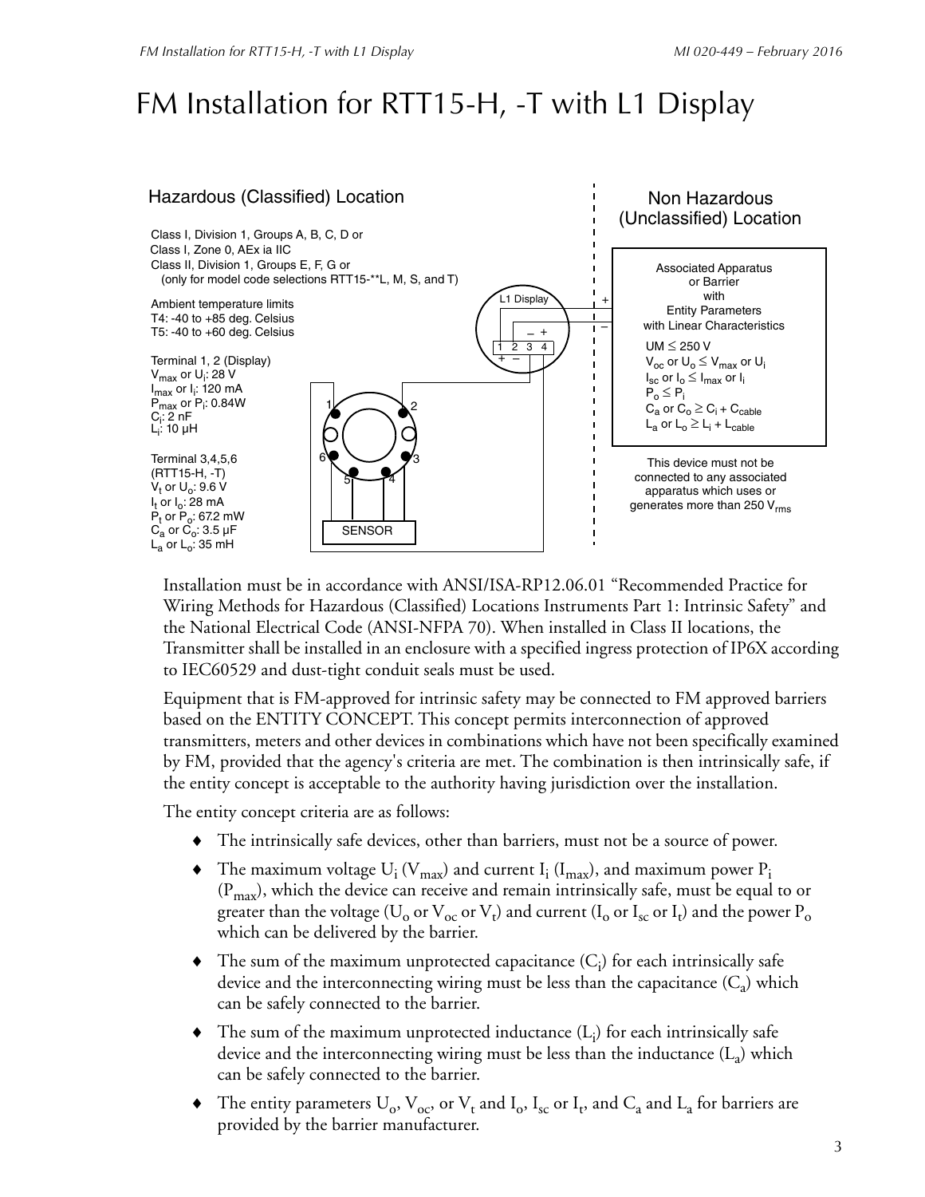# FM Installation for RTT15-H, -T with L1 Display

Hazardous (Classified) Location

Class I, Division 1, Groups A, B, C, D or
Class I, Zone 0, AEx ia IIC
Class II, Division 1, Groups E, F, G or
(only for model code selections RTT15-**L, M, S, and T)

Ambient temperature limits
T4: -40 to +85 deg. Celsius
T5: -40 to +60 deg. Celsius

Terminal 1, 2 (Display)
$V_{max}$ or $U_i$: 28 V
$I_{max}$ or $I_i$: 120 mA
$P_{max}$ or $P_i$: 0.84W
$C_i$: 2 nF
$L_i$: 10 µH

Terminal 3,4,5,6
(RTT15-H, -T)
$V_t$ or $U_o$: 9.6 V
$I_t$ or $I_o$: 28 mA
$P_t$ or $P_o$: 67.2 mW
$C_a$ or $C_o$: 3.5 µF
$L_a$ or $L_o$: 35 mH

L1 Display

SENSOR

Non Hazardous (Unclassified) Location

Associated Apparatus or Barrier with Entity Parameters with Linear Characteristics

UM ≤ 250 V
$V_{oc}$ or $U_o \leq V_{max}$ or $U_i$
$I_{sc}$ or $I_o \leq I_{max}$ or $I_i$
$P_o \leq P_i$
$C_a$ or $C_o \geq C_i + C_{cable}$
$L_a$ or $L_o \geq L_i + L_{cable}$

This device must not be connected to any associated apparatus which uses or generates more than 250 $V_{rms}$

Installation must be in accordance with ANSI/ISA-RP12.06.01 "Recommended Practice for Wiring Methods for Hazardous (Classified) Locations Instruments Part 1: Intrinsic Safety" and the National Electrical Code (ANSI-NFPA 70). When installed in Class II locations, the Transmitter shall be installed in an enclosure with a specified ingress protection of IP6X according to IEC60529 and dust-tight conduit seals must be used.

Equipment that is FM-approved for intrinsic safety may be connected to FM approved barriers based on the ENTITY CONCEPT. This concept permits interconnection of approved transmitters, meters and other devices in combinations which have not been specifically examined by FM, provided that the agency's criteria are met. The combination is then intrinsically safe, if the entity concept is acceptable to the authority having jurisdiction over the installation.

The entity concept criteria are as follows:

- The intrinsically safe devices, other than barriers, must not be a source of power.
- The maximum voltage $U_i$ ($V_{max}$) and current $I_i$ ($I_{max}$), and maximum power $P_i$ ($P_{max}$), which the device can receive and remain intrinsically safe, must be equal to or greater than the voltage ($U_o$ or $V_{oc}$ or $V_t$) and current ($I_o$ or $I_{sc}$ or $I_t$) and the power $P_o$ which can be delivered by the barrier.
- The sum of the maximum unprotected capacitance ($C_i$) for each intrinsically safe device and the interconnecting wiring must be less than the capacitance ($C_a$) which can be safely connected to the barrier.
- The sum of the maximum unprotected inductance ($L_i$) for each intrinsically safe device and the interconnecting wiring must be less than the inductance ($L_a$) which can be safely connected to the barrier.
- The entity parameters $U_o$, $V_{oc}$, or $V_t$ and $I_o$, $I_{sc}$ or $I_t$, and $C_a$ and $L_a$ for barriers are provided by the barrier manufacturer.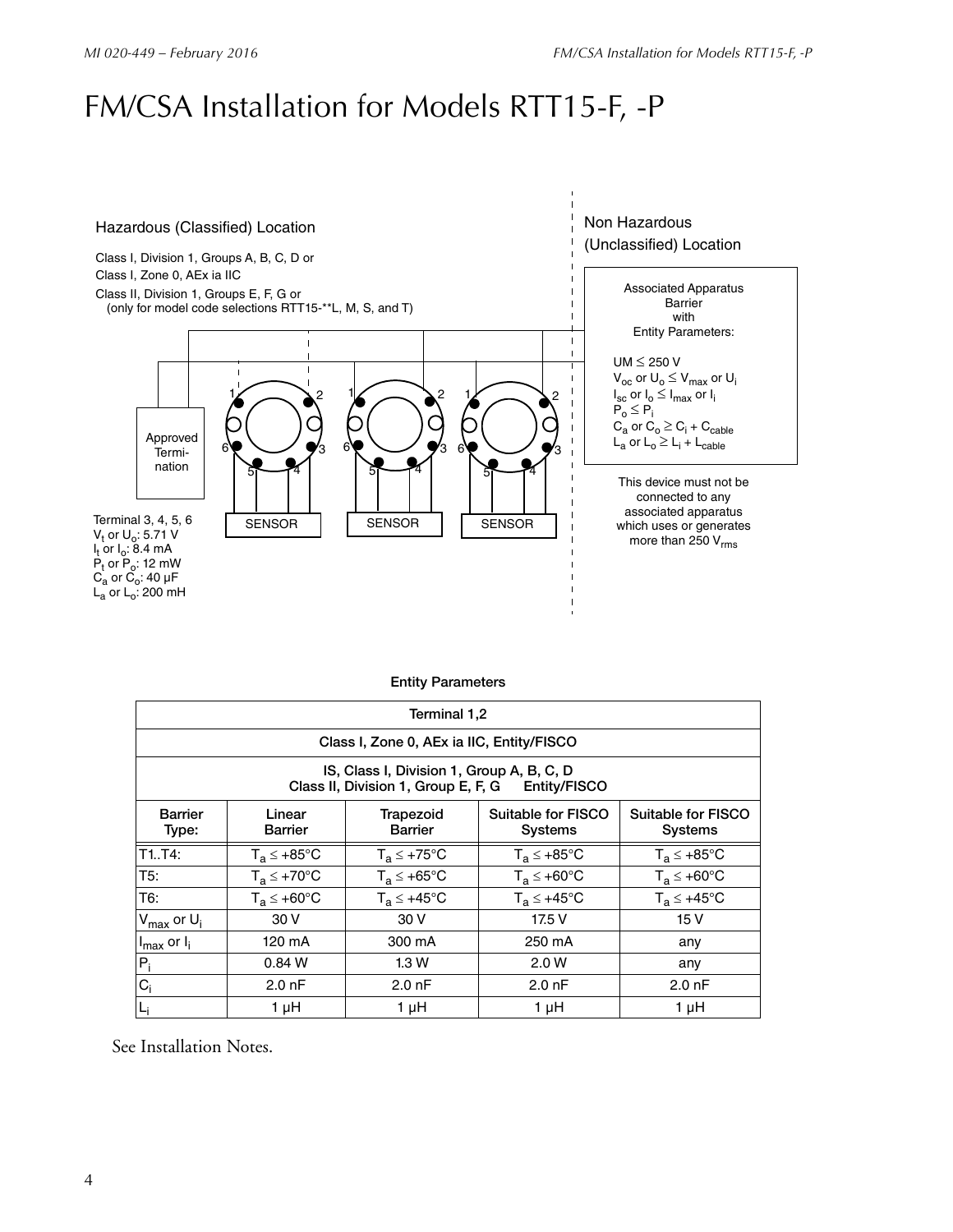# FM/CSA Installation for Models RTT15-F, -P

Hazardous (Classified) Location

Class I, Division 1, Groups A, B, C, D or
Class I, Zone 0, AEx ia IIC
Class II, Division 1, Groups E, F, G or
(only for model code selections RTT15-**L, M, S, and T)

Non Hazardous
(Unclassified) Location

Associated Apparatus
Barrier
with
Entity Parameters:

UM ≤ 250 V
$V_{oc}$ or $U_o \leq V_{max}$ or $U_i$
$I_{sc}$ or $I_o \leq I_{max}$ or $I_i$
$P_o \leq P_i$
$C_a$ or $C_o \geq C_i + C_{cable}$
$L_a$ or $L_o \geq L_i + L_{cable}$

This device must not be connected to any associated apparatus which uses or generates more than 250 $V_{rms}$

Approved Termination

SENSOR | SENSOR | SENSOR

Terminal 3, 4, 5, 6
$V_t$ or $U_o$: 5.71 V
$I_t$ or $I_o$: 8.4 mA
$P_t$ or $P_o$: 12 mW
$C_a$ or $C_o$: 40 µF
$L_a$ or $L_o$: 200 mH

**Entity Parameters**

| Terminal 1,2 | | | | |
|---|---|---|---|---|
| Class I, Zone 0, AEx ia IIC, Entity/FISCO | | | | |
| IS, Class I, Division 1, Group A, B, C, D Class II, Division 1, Group E, F, G Entity/FISCO | | | | |
| **Barrier Type:** | **Linear Barrier** | **Trapezoid Barrier** | **Suitable for FISCO Systems** | **Suitable for FISCO Systems** |
| T1..T4: | $T_a \leq +85°C$ | $T_a \leq +75°C$ | $T_a \leq +85°C$ | $T_a \leq +85°C$ |
| T5: | $T_a \leq +70°C$ | $T_a \leq +65°C$ | $T_a \leq +60°C$ | $T_a \leq +60°C$ |
| T6: | $T_a \leq +60°C$ | $T_a \leq +45°C$ | $T_a \leq +45°C$ | $T_a \leq +45°C$ |
| $V_{max}$ or $U_i$ | 30 V | 30 V | 17.5 V | 15 V |
| $I_{max}$ or $I_i$ | 120 mA | 300 mA | 250 mA | any |
| $P_i$ | 0.84 W | 1.3 W | 2.0 W | any |
| $C_i$ | 2.0 nF | 2.0 nF | 2.0 nF | 2.0 nF |
| $L_i$ | 1 µH | 1 µH | 1 µH | 1 µH |

See Installation Notes.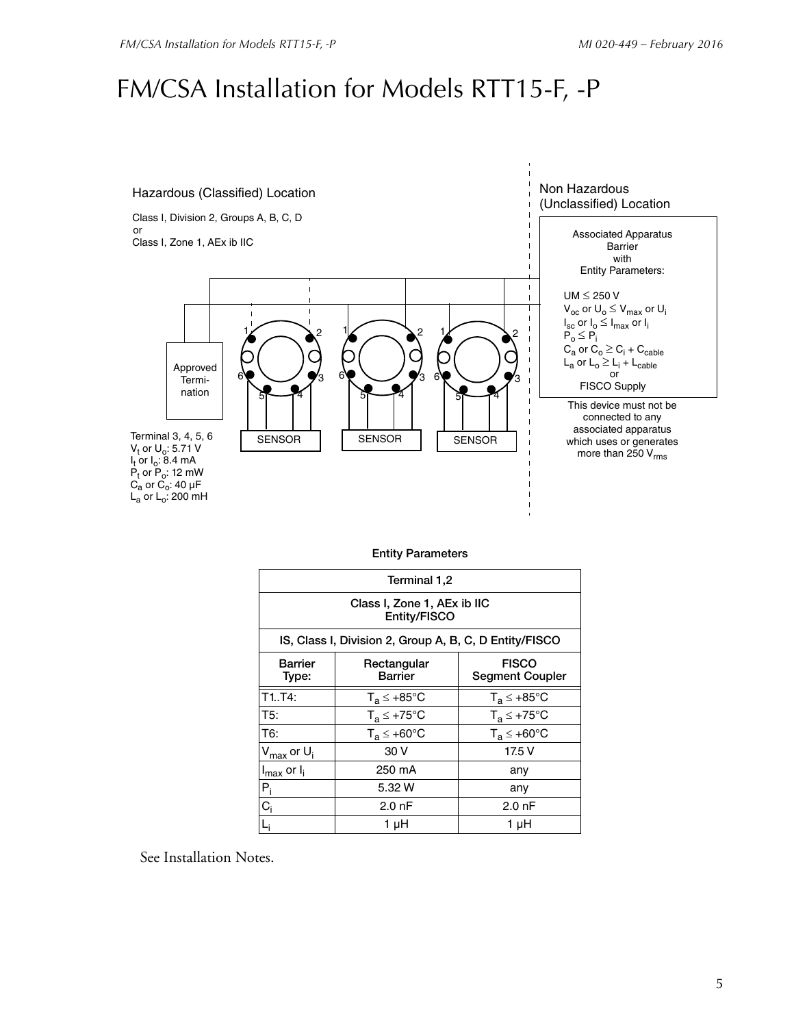# FM/CSA Installation for Models RTT15-F, -P

Hazardous (Classified) Location

Class I, Division 2, Groups A, B, C, D
or
Class I, Zone 1, AEx ib IIC

Non Hazardous (Unclassified) Location

Associated Apparatus Barrier with Entity Parameters:

UM ≤ 250 V
$V_{oc}$ or $U_o \leq V_{max}$ or $U_i$
$I_{sc}$ or $I_o \leq I_{max}$ or $I_i$
$P_o \leq P_i$
$C_a$ or $C_o \geq C_i + C_{cable}$
$L_a$ or $L_o \geq L_i + L_{cable}$
or
FISCO Supply

This device must not be connected to any associated apparatus which uses or generates more than 250 $V_{rms}$

Approved Termination

SENSOR

Terminal 3, 4, 5, 6
$V_t$ or $U_o$: 5.71 V
$I_t$ or $I_o$: 8.4 mA
$P_t$ or $P_o$: 12 mW
$C_a$ or $C_o$: 40 µF
$L_a$ or $L_o$: 200 mH

**Entity Parameters**

| Terminal 1,2 | | |
|---|---|---|
| **Class I, Zone 1, AEx ib IIC Entity/FISCO** | | |
| **IS, Class I, Division 2, Group A, B, C, D Entity/FISCO** | | |
| **Barrier Type:** | **Rectangular Barrier** | **FISCO Segment Coupler** |
| T1..T4: | $T_a \leq +85°C$ | $T_a \leq +85°C$ |
| T5: | $T_a \leq +75°C$ | $T_a \leq +75°C$ |
| T6: | $T_a \leq +60°C$ | $T_a \leq +60°C$ |
| $V_{max}$ or $U_i$ | 30 V | 17.5 V |
| $I_{max}$ or $I_i$ | 250 mA | any |
| $P_i$ | 5.32 W | any |
| $C_i$ | 2.0 nF | 2.0 nF |
| $L_i$ | 1 µH | 1 µH |

See Installation Notes.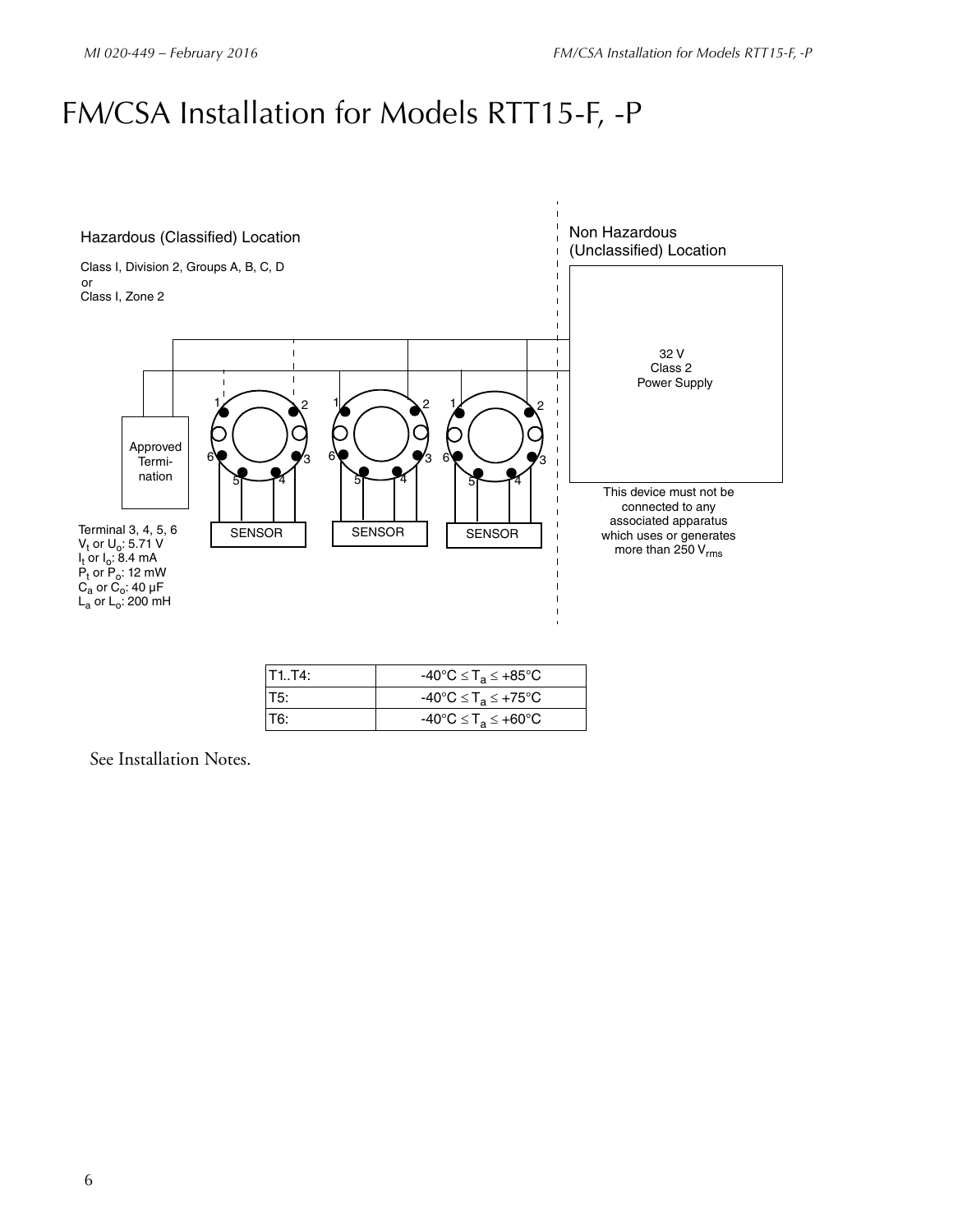# FM/CSA Installation for Models RTT15-F, -P

Hazardous (Classified) Location

Class I, Division 2, Groups A, B, C, D
or
Class I, Zone 2

Non Hazardous
(Unclassified) Location

32 V
Class 2
Power Supply

Approved Termination

SENSOR

SENSOR

SENSOR

Terminal 3, 4, 5, 6
$V_t$ or $U_o$: 5.71 V
$I_t$ or $I_o$: 8.4 mA
$P_t$ or $P_o$: 12 mW
$C_a$ or $C_o$: 40 µF
$L_a$ or $L_o$: 200 mH

This device must not be connected to any associated apparatus which uses or generates more than 250 $V_{rms}$

| T1..T4: | $-40°C \leq T_a \leq +85°C$ |
|---|---|
| T5: | $-40°C \leq T_a \leq +75°C$ |
| T6: | $-40°C \leq T_a \leq +60°C$ |

See Installation Notes.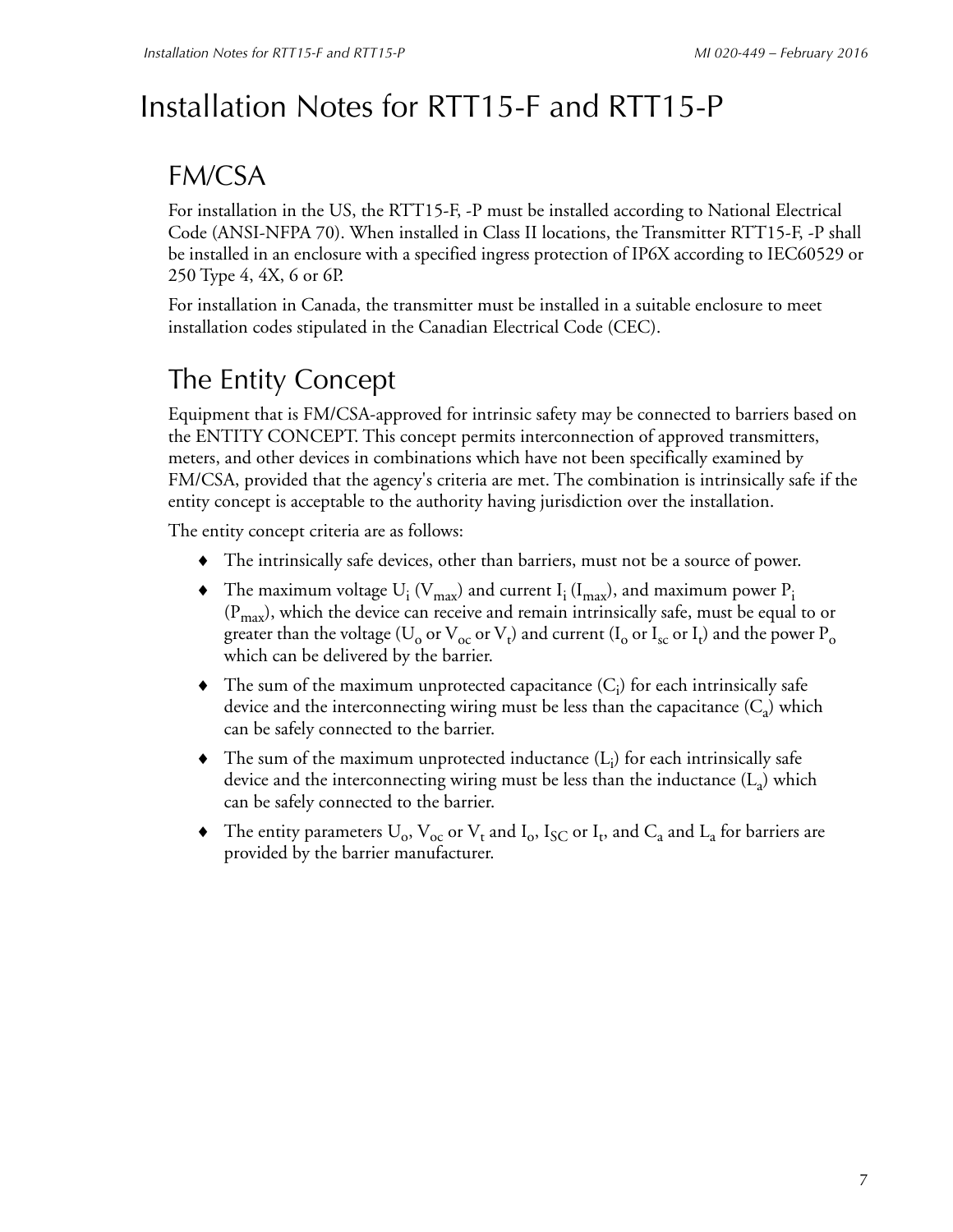# Installation Notes for RTT15-F and RTT15-P

## FM/CSA

For installation in the US, the RTT15-F, -P must be installed according to National Electrical Code (ANSI-NFPA 70). When installed in Class II locations, the Transmitter RTT15-F, -P shall be installed in an enclosure with a specified ingress protection of IP6X according to IEC60529 or 250 Type 4, 4X, 6 or 6P.

For installation in Canada, the transmitter must be installed in a suitable enclosure to meet installation codes stipulated in the Canadian Electrical Code (CEC).

## The Entity Concept

Equipment that is FM/CSA-approved for intrinsic safety may be connected to barriers based on the ENTITY CONCEPT. This concept permits interconnection of approved transmitters, meters, and other devices in combinations which have not been specifically examined by FM/CSA, provided that the agency's criteria are met. The combination is intrinsically safe if the entity concept is acceptable to the authority having jurisdiction over the installation.

The entity concept criteria are as follows:

- The intrinsically safe devices, other than barriers, must not be a source of power.
- The maximum voltage $U_i$ ($V_{max}$) and current $I_i$ ($I_{max}$), and maximum power $P_i$ ($P_{max}$), which the device can receive and remain intrinsically safe, must be equal to or greater than the voltage ($U_o$ or $V_{oc}$ or $V_t$) and current ($I_o$ or $I_{sc}$ or $I_t$) and the power $P_o$ which can be delivered by the barrier.
- The sum of the maximum unprotected capacitance ($C_i$) for each intrinsically safe device and the interconnecting wiring must be less than the capacitance ($C_a$) which can be safely connected to the barrier.
- The sum of the maximum unprotected inductance ($L_i$) for each intrinsically safe device and the interconnecting wiring must be less than the inductance ($L_a$) which can be safely connected to the barrier.
- The entity parameters $U_o$, $V_{oc}$ or $V_t$ and $I_o$, $I_{SC}$ or $I_t$, and $C_a$ and $L_a$ for barriers are provided by the barrier manufacturer.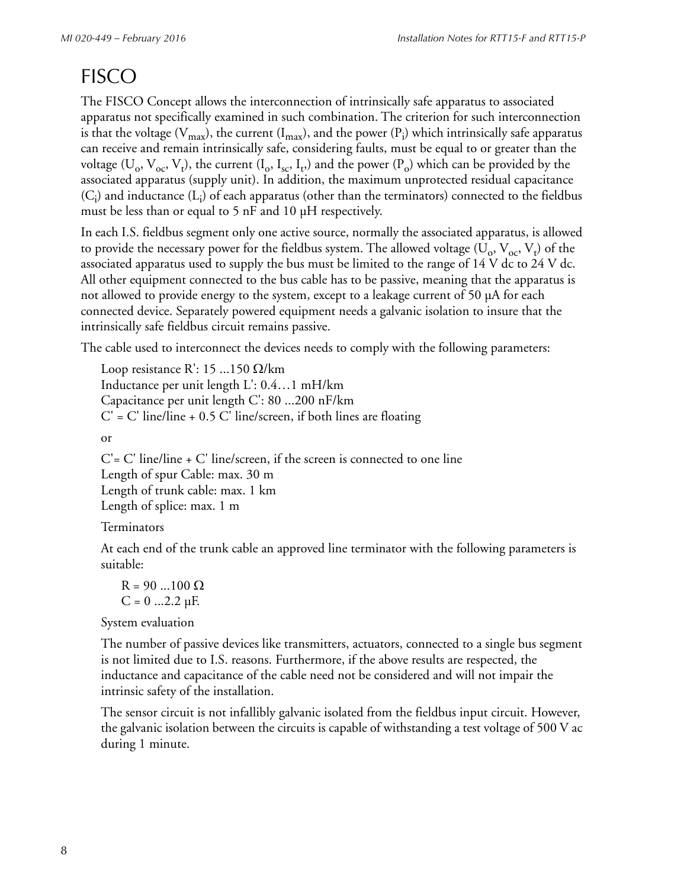# FISCO

The FISCO Concept allows the interconnection of intrinsically safe apparatus to associated apparatus not specifically examined in such combination. The criterion for such interconnection is that the voltage ($V_{max}$), the current ($I_{max}$), and the power ($P_i$) which intrinsically safe apparatus can receive and remain intrinsically safe, considering faults, must be equal to or greater than the voltage ($U_o$, $V_{oc}$, $V_t$), the current ($I_o$, $I_{sc}$, $I_t$,) and the power ($P_o$) which can be provided by the associated apparatus (supply unit). In addition, the maximum unprotected residual capacitance ($C_i$) and inductance ($L_i$) of each apparatus (other than the terminators) connected to the fieldbus must be less than or equal to 5 nF and 10 μH respectively.

In each I.S. fieldbus segment only one active source, normally the associated apparatus, is allowed to provide the necessary power for the fieldbus system. The allowed voltage ($U_o$, $V_{oc}$, $V_t$) of the associated apparatus used to supply the bus must be limited to the range of 14 V dc to 24 V dc. All other equipment connected to the bus cable has to be passive, meaning that the apparatus is not allowed to provide energy to the system, except to a leakage current of 50 μA for each connected device. Separately powered equipment needs a galvanic isolation to insure that the intrinsically safe fieldbus circuit remains passive.

The cable used to interconnect the devices needs to comply with the following parameters:

Loop resistance R': 15 ...150 Ω/km
Inductance per unit length L': 0.4…1 mH/km
Capacitance per unit length C': 80 ...200 nF/km
C' = C' line/line + 0.5 C' line/screen, if both lines are floating

or

C'= C' line/line + C' line/screen, if the screen is connected to one line
Length of spur Cable: max. 30 m
Length of trunk cable: max. 1 km
Length of splice: max. 1 m

Terminators

At each end of the trunk cable an approved line terminator with the following parameters is suitable:

R = 90 ...100 Ω
C = 0 ...2.2 μF.

System evaluation

The number of passive devices like transmitters, actuators, connected to a single bus segment is not limited due to I.S. reasons. Furthermore, if the above results are respected, the inductance and capacitance of the cable need not be considered and will not impair the intrinsic safety of the installation.

The sensor circuit is not infallibly galvanic isolated from the fieldbus input circuit. However, the galvanic isolation between the circuits is capable of withstanding a test voltage of 500 V ac during 1 minute.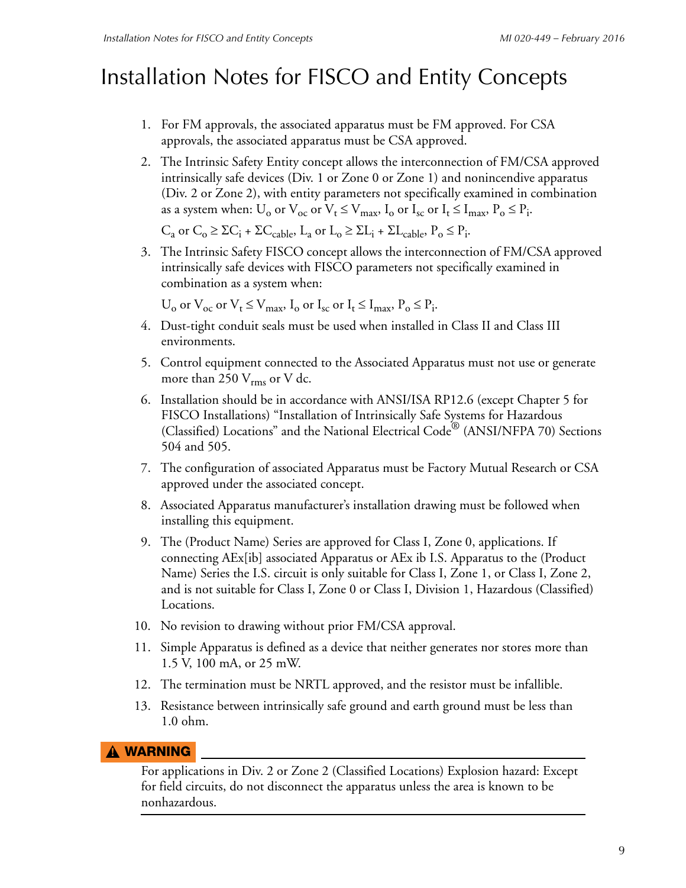# Installation Notes for FISCO and Entity Concepts

1. For FM approvals, the associated apparatus must be FM approved. For CSA approvals, the associated apparatus must be CSA approved.
2. The Intrinsic Safety Entity concept allows the interconnection of FM/CSA approved intrinsically safe devices (Div. 1 or Zone 0 or Zone 1) and nonincendive apparatus (Div. 2 or Zone 2), with entity parameters not specifically examined in combination as a system when: $U_o$ or $V_{oc}$ or $V_t \leq V_{max}$, $I_o$ or $I_{sc}$ or $I_t \leq I_{max}$, $P_o \leq P_i$.

   $C_a$ or $C_o \geq \Sigma C_i + \Sigma C_{cable}$, $L_a$ or $L_o \geq \Sigma L_i + \Sigma L_{cable}$, $P_o \leq P_i$.
3. The Intrinsic Safety FISCO concept allows the interconnection of FM/CSA approved intrinsically safe devices with FISCO parameters not specifically examined in combination as a system when:

   $U_o$ or $V_{oc}$ or $V_t \leq V_{max}$, $I_o$ or $I_{sc}$ or $I_t \leq I_{max}$, $P_o \leq P_i$.
4. Dust-tight conduit seals must be used when installed in Class II and Class III environments.
5. Control equipment connected to the Associated Apparatus must not use or generate more than 250 $V_{rms}$ or V dc.
6. Installation should be in accordance with ANSI/ISA RP12.6 (except Chapter 5 for FISCO Installations) "Installation of Intrinsically Safe Systems for Hazardous (Classified) Locations" and the National Electrical Code® (ANSI/NFPA 70) Sections 504 and 505.
7. The configuration of associated Apparatus must be Factory Mutual Research or CSA approved under the associated concept.
8. Associated Apparatus manufacturer's installation drawing must be followed when installing this equipment.
9. The (Product Name) Series are approved for Class I, Zone 0, applications. If connecting AEx[ib] associated Apparatus or AEx ib I.S. Apparatus to the (Product Name) Series the I.S. circuit is only suitable for Class I, Zone 1, or Class I, Zone 2, and is not suitable for Class I, Zone 0 or Class I, Division 1, Hazardous (Classified) Locations.
10. No revision to drawing without prior FM/CSA approval.
11. Simple Apparatus is defined as a device that neither generates nor stores more than 1.5 V, 100 mA, or 25 mW.
12. The termination must be NRTL approved, and the resistor must be infallible.
13. Resistance between intrinsically safe ground and earth ground must be less than 1.0 ohm.

**⚠ WARNING**

For applications in Div. 2 or Zone 2 (Classified Locations) Explosion hazard: Except for field circuits, do not disconnect the apparatus unless the area is known to be nonhazardous.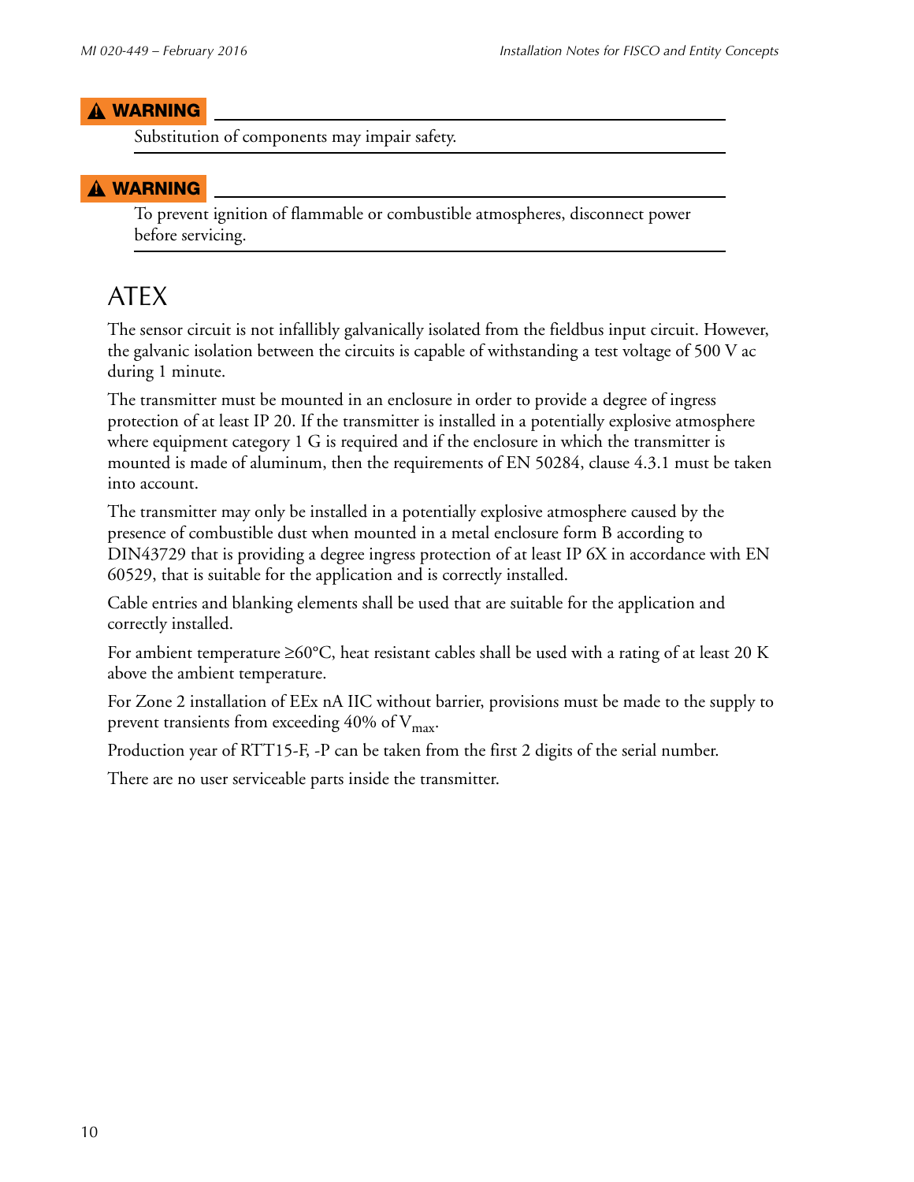**⚠ WARNING**

Substitution of components may impair safety.

**⚠ WARNING**

To prevent ignition of flammable or combustible atmospheres, disconnect power before servicing.

## ATEX

The sensor circuit is not infallibly galvanically isolated from the fieldbus input circuit. However, the galvanic isolation between the circuits is capable of withstanding a test voltage of 500 V ac during 1 minute.

The transmitter must be mounted in an enclosure in order to provide a degree of ingress protection of at least IP 20. If the transmitter is installed in a potentially explosive atmosphere where equipment category 1 G is required and if the enclosure in which the transmitter is mounted is made of aluminum, then the requirements of EN 50284, clause 4.3.1 must be taken into account.

The transmitter may only be installed in a potentially explosive atmosphere caused by the presence of combustible dust when mounted in a metal enclosure form B according to DIN43729 that is providing a degree ingress protection of at least IP 6X in accordance with EN 60529, that is suitable for the application and is correctly installed.

Cable entries and blanking elements shall be used that are suitable for the application and correctly installed.

For ambient temperature ≥60°C, heat resistant cables shall be used with a rating of at least 20 K above the ambient temperature.

For Zone 2 installation of EEx nA IIC without barrier, provisions must be made to the supply to prevent transients from exceeding 40% of $V_{max}$.

Production year of RTT15-F, -P can be taken from the first 2 digits of the serial number.

There are no user serviceable parts inside the transmitter.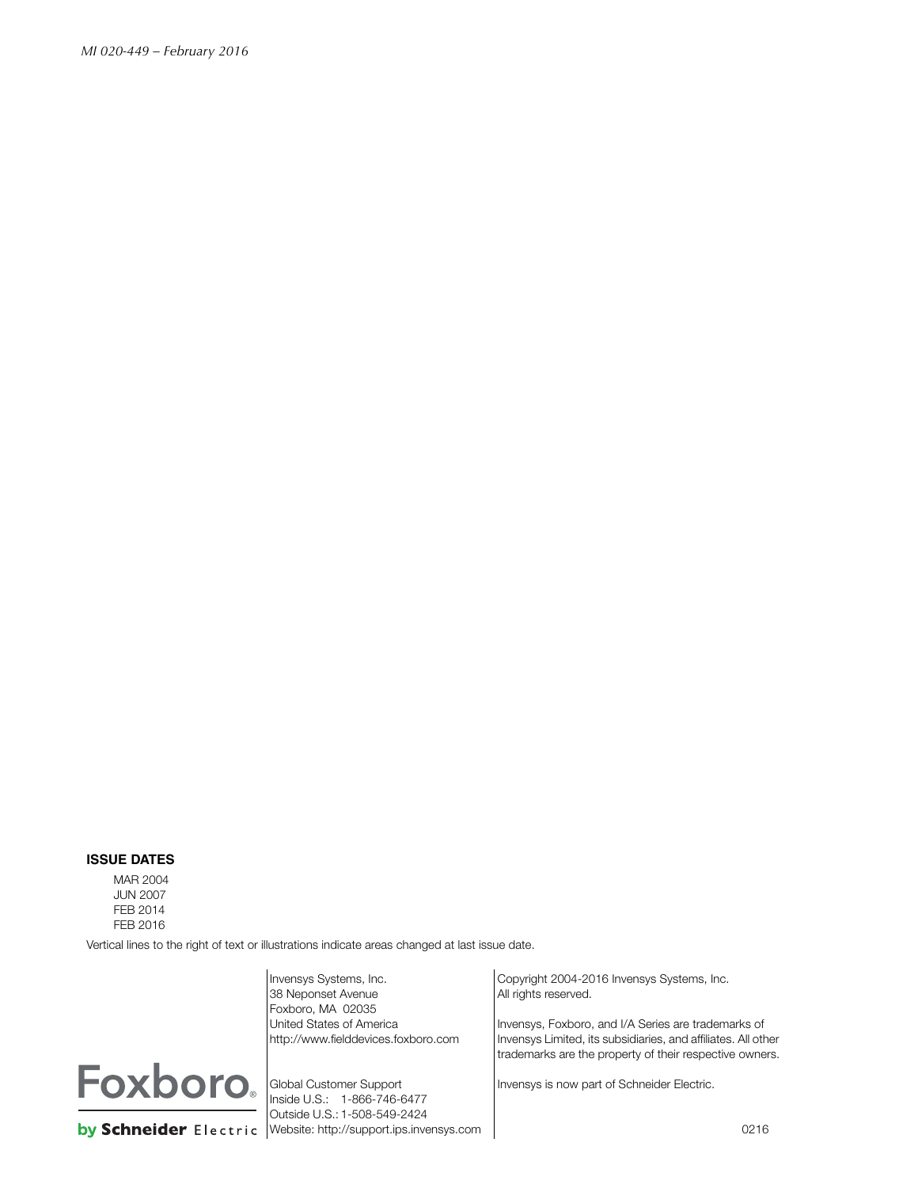## ISSUE DATES

MAR 2004
JUN 2007
FEB 2014
FEB 2016

Vertical lines to the right of text or illustrations indicate areas changed at last issue date.

Invensys Systems, Inc.
38 Neponset Avenue
Foxboro, MA 02035
United States of America
http://www.fielddevices.foxboro.com

Global Customer Support
Inside U.S.: 1-866-746-6477
Outside U.S.: 1-508-549-2424
Website: http://support.ips.invensys.com

Copyright 2004-2016 Invensys Systems, Inc.
All rights reserved.

Invensys, Foxboro, and I/A Series are trademarks of Invensys Limited, its subsidiaries, and affiliates. All other trademarks are the property of their respective owners.

Invensys is now part of Schneider Electric.

0216